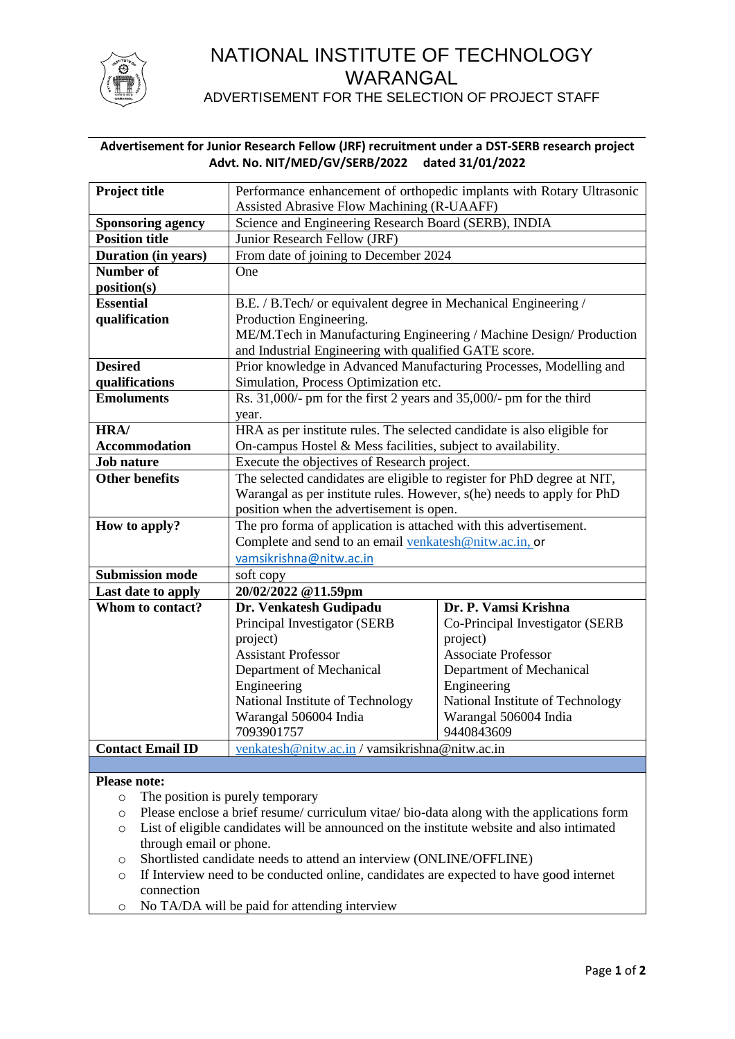# NATIONAL INSTITUTE OF TECHNOLOGY WARANGAL

## ADVERTISEMENT FOR THE SELECTION OF PROJECT STAFF

**Advertisement for Junior Research Fellow (JRF) recruitment under a DST-SERB research project**
**Advt. No. NIT/MED/GV/SERB/2022 dated 31/01/2022**

| **Project title** | Performance enhancement of orthopedic implants with Rotary Ultrasonic Assisted Abrasive Flow Machining (R-UAAFF) | |
|---|---|---|
| **Sponsoring agency** | Science and Engineering Research Board (SERB), INDIA | |
| **Position title** | Junior Research Fellow (JRF) | |
| **Duration (in years)** | From date of joining to December 2024 | |
| **Number of position(s)** | One | |
| **Essential qualification** | B.E. / B.Tech/ or equivalent degree in Mechanical Engineering / Production Engineering. ME/M.Tech in Manufacturing Engineering / Machine Design/ Production and Industrial Engineering with qualified GATE score. | |
| **Desired qualifications** | Prior knowledge in Advanced Manufacturing Processes, Modelling and Simulation, Process Optimization etc. | |
| **Emoluments** | Rs. 31,000/- pm for the first 2 years and 35,000/- pm for the third year. | |
| **HRA/ Accommodation** | HRA as per institute rules. The selected candidate is also eligible for On-campus Hostel & Mess facilities, subject to availability. | |
| **Job nature** | Execute the objectives of Research project. | |
| **Other benefits** | The selected candidates are eligible to register for PhD degree at NIT, Warangal as per institute rules. However, s(he) needs to apply for PhD position when the advertisement is open. | |
| **How to apply?** | The pro forma of application is attached with this advertisement. Complete and send to an email venkatesh@nitw.ac.in, or vamsikrishna@nitw.ac.in | |
| **Submission mode** | soft copy | |
| **Last date to apply** | **20/02/2022 @11.59pm** | |
| **Whom to contact?** | **Dr. Venkatesh Gudipadu** Principal Investigator (SERB project) Assistant Professor Department of Mechanical Engineering National Institute of Technology Warangal 506004 India 7093901757 | **Dr. P. Vamsi Krishna** Co-Principal Investigator (SERB project) Associate Professor Department of Mechanical Engineering National Institute of Technology Warangal 506004 India 9440843609 |
| **Contact Email ID** | venkatesh@nitw.ac.in / vamsikrishna@nitw.ac.in | |

**Please note:**

- The position is purely temporary
- Please enclose a brief resume/ curriculum vitae/ bio-data along with the applications form
- List of eligible candidates will be announced on the institute website and also intimated through email or phone.
- Shortlisted candidate needs to attend an interview (ONLINE/OFFLINE)
- If Interview need to be conducted online, candidates are expected to have good internet connection
- No TA/DA will be paid for attending interview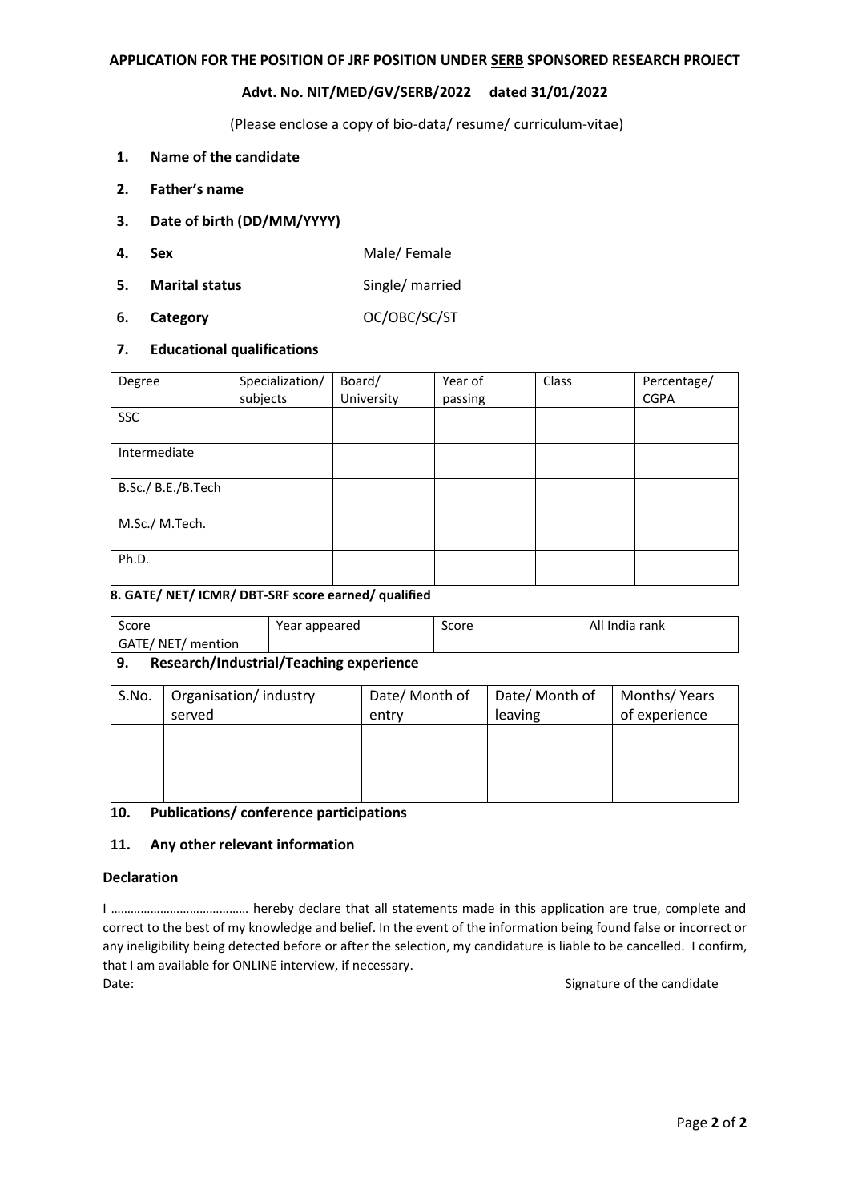**APPLICATION FOR THE POSITION OF JRF POSITION UNDER SERB SPONSORED RESEARCH PROJECT**

**Advt. No. NIT/MED/GV/SERB/2022 dated 31/01/2022**

(Please enclose a copy of bio-data/ resume/ curriculum-vitae)

1. **Name of the candidate**
2. **Father's name**
3. **Date of birth (DD/MM/YYYY)**
4. **Sex** Male/ Female
5. **Marital status** Single/ married
6. **Category** OC/OBC/SC/ST
7. **Educational qualifications**

| Degree | Specialization/ subjects | Board/ University | Year of passing | Class | Percentage/ CGPA |
|---|---|---|---|---|---|
| SSC | | | | | |
| Intermediate | | | | | |
| B.Sc./ B.E./B.Tech | | | | | |
| M.Sc./ M.Tech. | | | | | |
| Ph.D. | | | | | |

**8. GATE/ NET/ ICMR/ DBT-SRF score earned/ qualified**

| Score | Year appeared | Score | All India rank |
|---|---|---|---|
| GATE/ NET/ mention | | | |

9. **Research/Industrial/Teaching experience**

| S.No. | Organisation/ industry served | Date/ Month of entry | Date/ Month of leaving | Months/ Years of experience |
|---|---|---|---|---|
| | | | | |
| | | | | |

10. **Publications/ conference participations**
11. **Any other relevant information**

**Declaration**

I …………………………………… hereby declare that all statements made in this application are true, complete and correct to the best of my knowledge and belief. In the event of the information being found false or incorrect or any ineligibility being detected before or after the selection, my candidature is liable to be cancelled. I confirm, that I am available for ONLINE interview, if necessary.

Date: Signature of the candidate